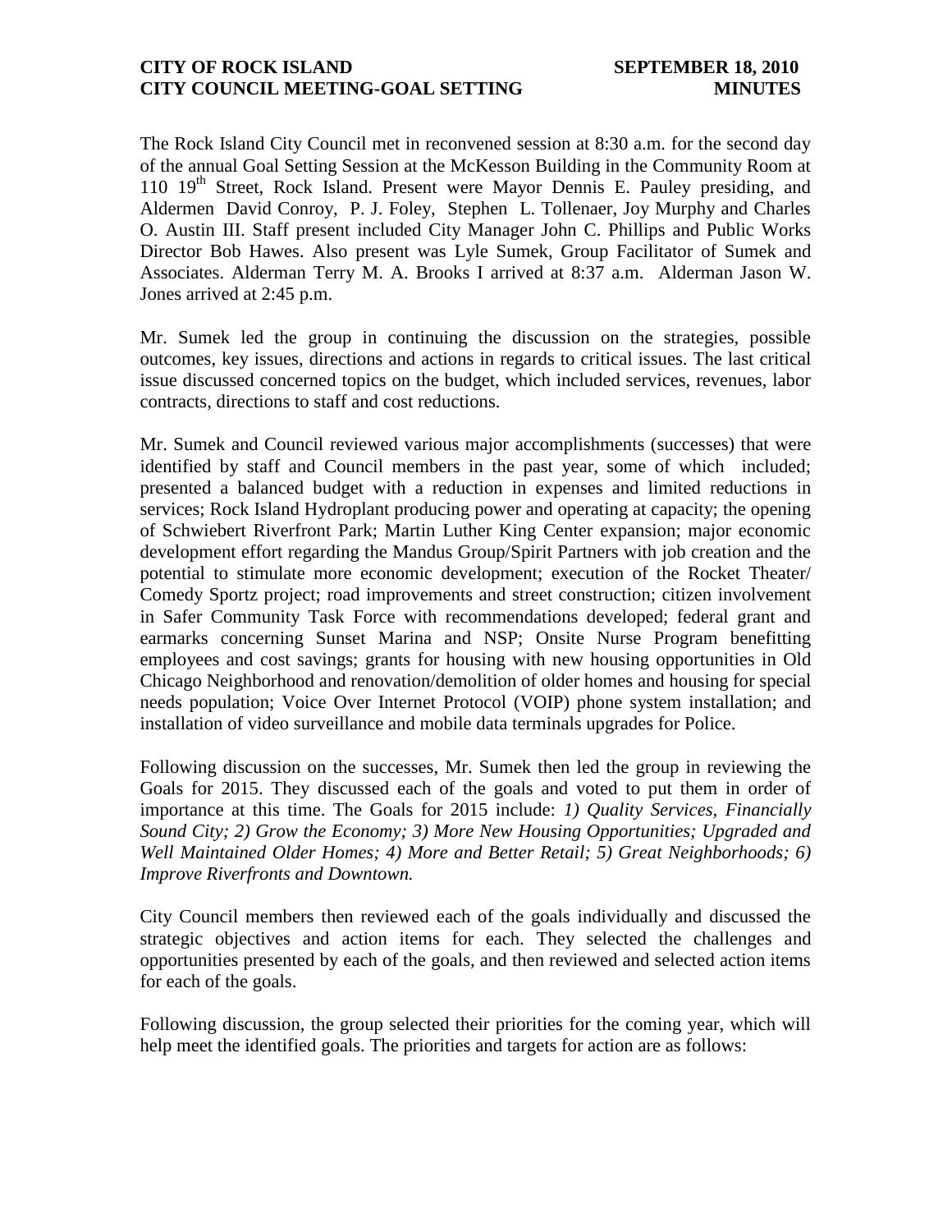**CITY OF ROCK ISLAND SEPTEMBER 18, 2010**
**CITY COUNCIL MEETING-GOAL SETTING MINUTES**

The Rock Island City Council met in reconvened session at 8:30 a.m. for the second day of the annual Goal Setting Session at the McKesson Building in the Community Room at 110 19th Street, Rock Island. Present were Mayor Dennis E. Pauley presiding, and Aldermen David Conroy, P. J. Foley, Stephen L. Tollenaer, Joy Murphy and Charles O. Austin III. Staff present included City Manager John C. Phillips and Public Works Director Bob Hawes. Also present was Lyle Sumek, Group Facilitator of Sumek and Associates. Alderman Terry M. A. Brooks I arrived at 8:37 a.m. Alderman Jason W. Jones arrived at 2:45 p.m.

Mr. Sumek led the group in continuing the discussion on the strategies, possible outcomes, key issues, directions and actions in regards to critical issues. The last critical issue discussed concerned topics on the budget, which included services, revenues, labor contracts, directions to staff and cost reductions.

Mr. Sumek and Council reviewed various major accomplishments (successes) that were identified by staff and Council members in the past year, some of which included; presented a balanced budget with a reduction in expenses and limited reductions in services; Rock Island Hydroplant producing power and operating at capacity; the opening of Schwiebert Riverfront Park; Martin Luther King Center expansion; major economic development effort regarding the Mandus Group/Spirit Partners with job creation and the potential to stimulate more economic development; execution of the Rocket Theater/ Comedy Sportz project; road improvements and street construction; citizen involvement in Safer Community Task Force with recommendations developed; federal grant and earmarks concerning Sunset Marina and NSP; Onsite Nurse Program benefitting employees and cost savings; grants for housing with new housing opportunities in Old Chicago Neighborhood and renovation/demolition of older homes and housing for special needs population; Voice Over Internet Protocol (VOIP) phone system installation; and installation of video surveillance and mobile data terminals upgrades for Police.

Following discussion on the successes, Mr. Sumek then led the group in reviewing the Goals for 2015. They discussed each of the goals and voted to put them in order of importance at this time. The Goals for 2015 include: *1) Quality Services, Financially Sound City; 2) Grow the Economy; 3) More New Housing Opportunities; Upgraded and Well Maintained Older Homes; 4) More and Better Retail; 5) Great Neighborhoods; 6) Improve Riverfronts and Downtown.*

City Council members then reviewed each of the goals individually and discussed the strategic objectives and action items for each. They selected the challenges and opportunities presented by each of the goals, and then reviewed and selected action items for each of the goals.

Following discussion, the group selected their priorities for the coming year, which will help meet the identified goals. The priorities and targets for action are as follows: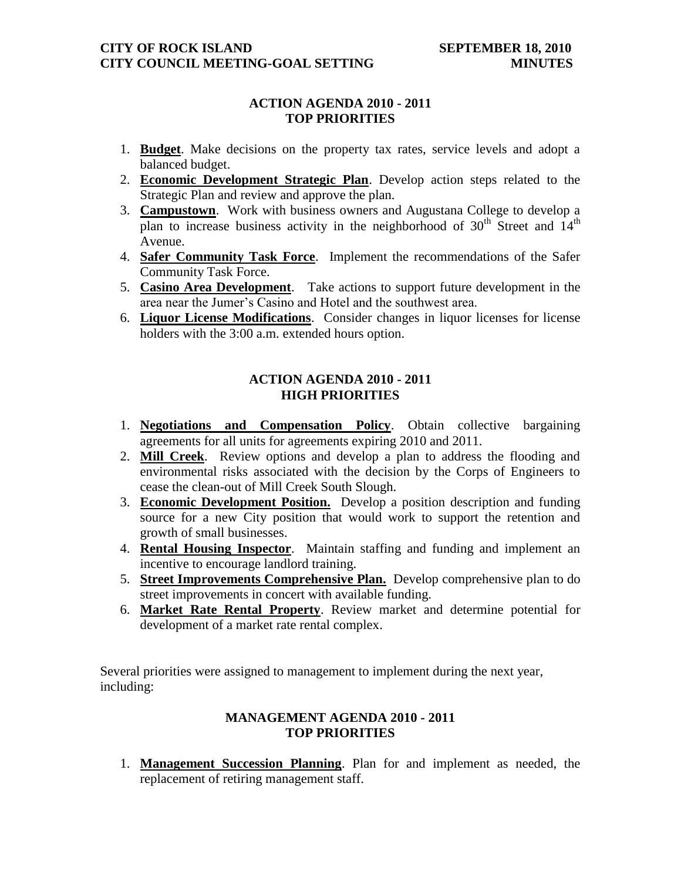## ACTION AGENDA 2010 - 2011
## TOP PRIORITIES

1. **Budget**. Make decisions on the property tax rates, service levels and adopt a balanced budget.
2. **Economic Development Strategic Plan**. Develop action steps related to the Strategic Plan and review and approve the plan.
3. **Campustown**. Work with business owners and Augustana College to develop a plan to increase business activity in the neighborhood of 30th Street and 14th Avenue.
4. **Safer Community Task Force**. Implement the recommendations of the Safer Community Task Force.
5. **Casino Area Development**. Take actions to support future development in the area near the Jumer's Casino and Hotel and the southwest area.
6. **Liquor License Modifications**. Consider changes in liquor licenses for license holders with the 3:00 a.m. extended hours option.

## ACTION AGENDA 2010 - 2011
## HIGH PRIORITIES

1. **Negotiations and Compensation Policy**. Obtain collective bargaining agreements for all units for agreements expiring 2010 and 2011.
2. **Mill Creek**. Review options and develop a plan to address the flooding and environmental risks associated with the decision by the Corps of Engineers to cease the clean-out of Mill Creek South Slough.
3. **Economic Development Position.** Develop a position description and funding source for a new City position that would work to support the retention and growth of small businesses.
4. **Rental Housing Inspector**. Maintain staffing and funding and implement an incentive to encourage landlord training.
5. **Street Improvements Comprehensive Plan.** Develop comprehensive plan to do street improvements in concert with available funding.
6. **Market Rate Rental Property**. Review market and determine potential for development of a market rate rental complex.

Several priorities were assigned to management to implement during the next year, including:

## MANAGEMENT AGENDA 2010 - 2011
## TOP PRIORITIES

1. **Management Succession Planning**. Plan for and implement as needed, the replacement of retiring management staff.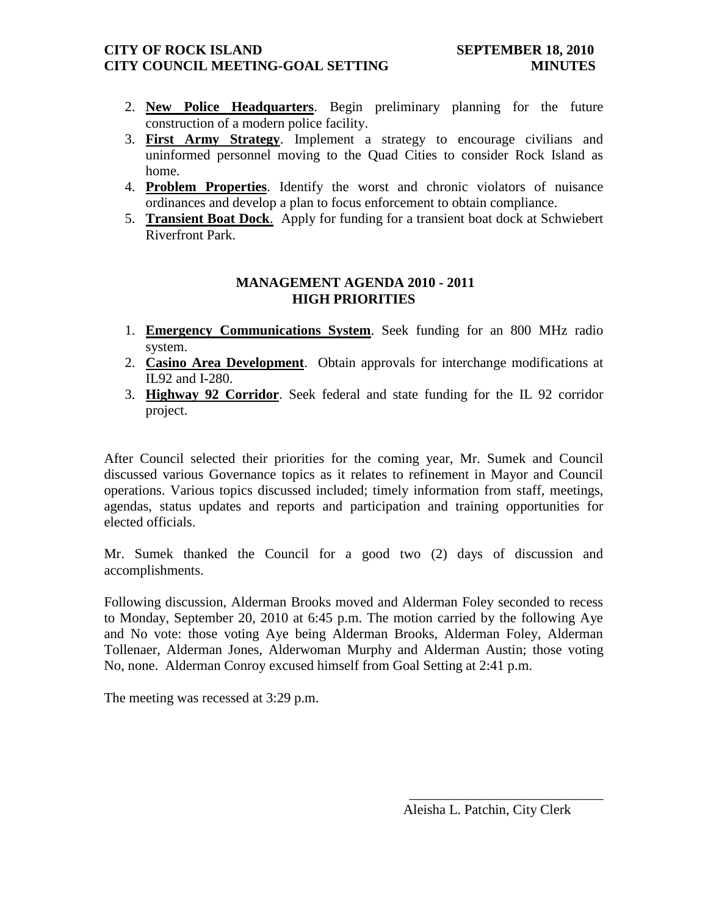2. **New Police Headquarters**. Begin preliminary planning for the future construction of a modern police facility.
3. **First Army Strategy**. Implement a strategy to encourage civilians and uninformed personnel moving to the Quad Cities to consider Rock Island as home.
4. **Problem Properties**. Identify the worst and chronic violators of nuisance ordinances and develop a plan to focus enforcement to obtain compliance.
5. **Transient Boat Dock**. Apply for funding for a transient boat dock at Schwiebert Riverfront Park.

## MANAGEMENT AGENDA 2010 - 2011
## HIGH PRIORITIES

1. **Emergency Communications System**. Seek funding for an 800 MHz radio system.
2. **Casino Area Development**. Obtain approvals for interchange modifications at IL92 and I-280.
3. **Highway 92 Corridor**. Seek federal and state funding for the IL 92 corridor project.

After Council selected their priorities for the coming year, Mr. Sumek and Council discussed various Governance topics as it relates to refinement in Mayor and Council operations. Various topics discussed included; timely information from staff, meetings, agendas, status updates and reports and participation and training opportunities for elected officials.

Mr. Sumek thanked the Council for a good two (2) days of discussion and accomplishments.

Following discussion, Alderman Brooks moved and Alderman Foley seconded to recess to Monday, September 20, 2010 at 6:45 p.m. The motion carried by the following Aye and No vote: those voting Aye being Alderman Brooks, Alderman Foley, Alderman Tollenaer, Alderman Jones, Alderwoman Murphy and Alderman Austin; those voting No, none. Alderman Conroy excused himself from Goal Setting at 2:41 p.m.

The meeting was recessed at 3:29 p.m.

\_\_\_\_\_\_\_\_\_\_\_\_\_\_\_\_\_\_\_\_\_\_\_\_\_\_\_\_\_\_

Aleisha L. Patchin, City Clerk